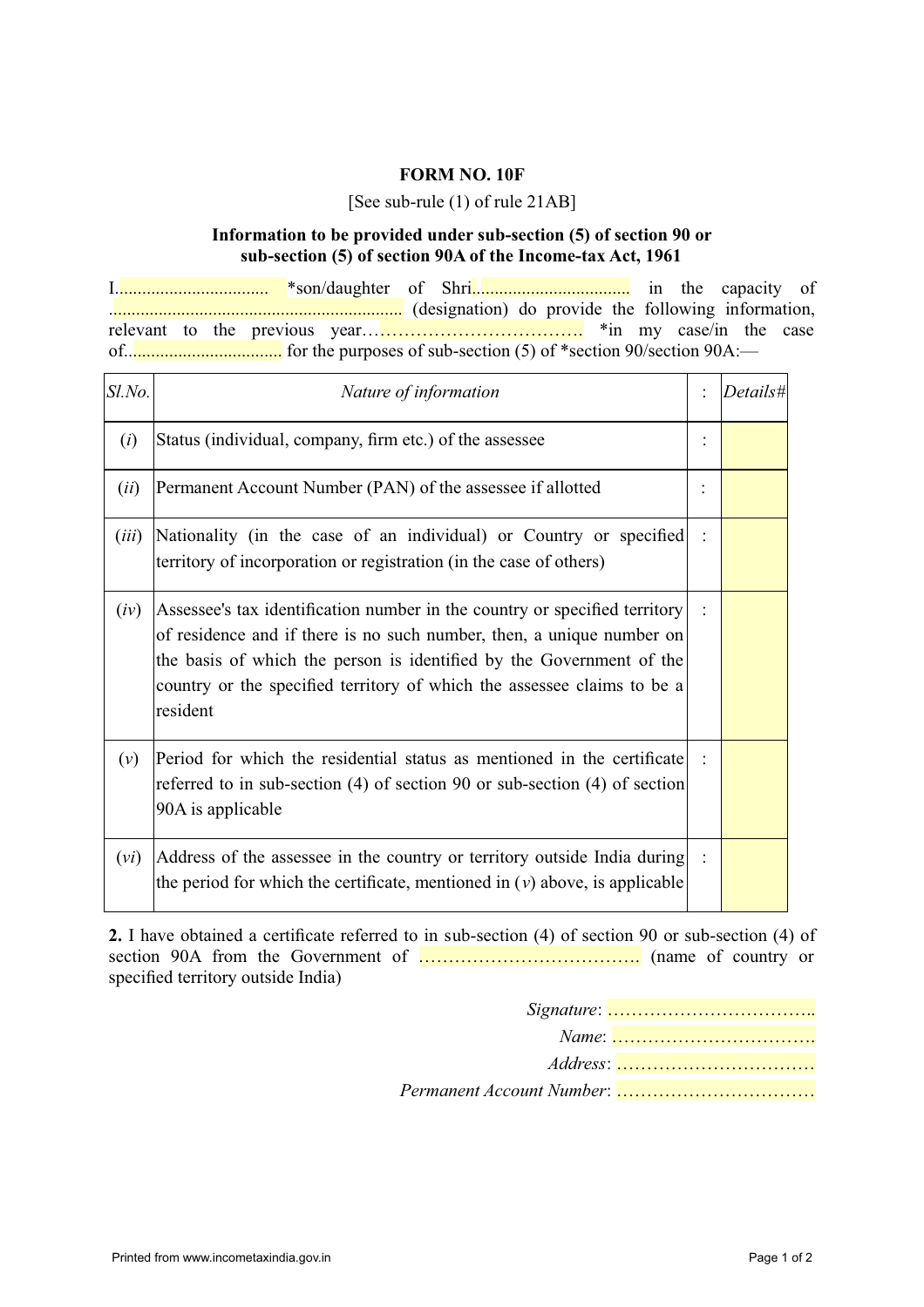**FORM NO. 10F**

[See sub-rule (1) of rule 21AB]

**Information to be provided under sub-section (5) of section 90 or sub-section (5) of section 90A of the Income-tax Act, 1961**

I................................. *son/daughter of Shri................................. in the capacity of ................................................................ (designation) do provide the following information, relevant to the previous year………………………………. *in my case/in the case of................................. for the purposes of sub-section (5) of *section 90/section 90A:—

| *Sl.No.* | *Nature of information* | : | *Details#* |
|---|---|---|---|
| (*i*) | Status (individual, company, firm etc.) of the assessee | : | |
| (*ii*) | Permanent Account Number (PAN) of the assessee if allotted | : | |
| (*iii*) | Nationality (in the case of an individual) or Country or specified territory of incorporation or registration (in the case of others) | : | |
| (*iv*) | Assessee's tax identification number in the country or specified territory of residence and if there is no such number, then, a unique number on the basis of which the person is identified by the Government of the country or the specified territory of which the assessee claims to be a resident | : | |
| (*v*) | Period for which the residential status as mentioned in the certificate referred to in sub-section (4) of section 90 or sub-section (4) of section 90A is applicable | : | |
| (*vi*) | Address of the assessee in the country or territory outside India during the period for which the certificate, mentioned in (*v*) above, is applicable | : | |

**2.** I have obtained a certificate referred to in sub-section (4) of section 90 or sub-section (4) of section 90A from the Government of ………………………………. (name of country or specified territory outside India)

*Signature*: ……………………………..

*Name*: …………………………….

*Address*: ……………………………

*Permanent Account Number*: ……………………………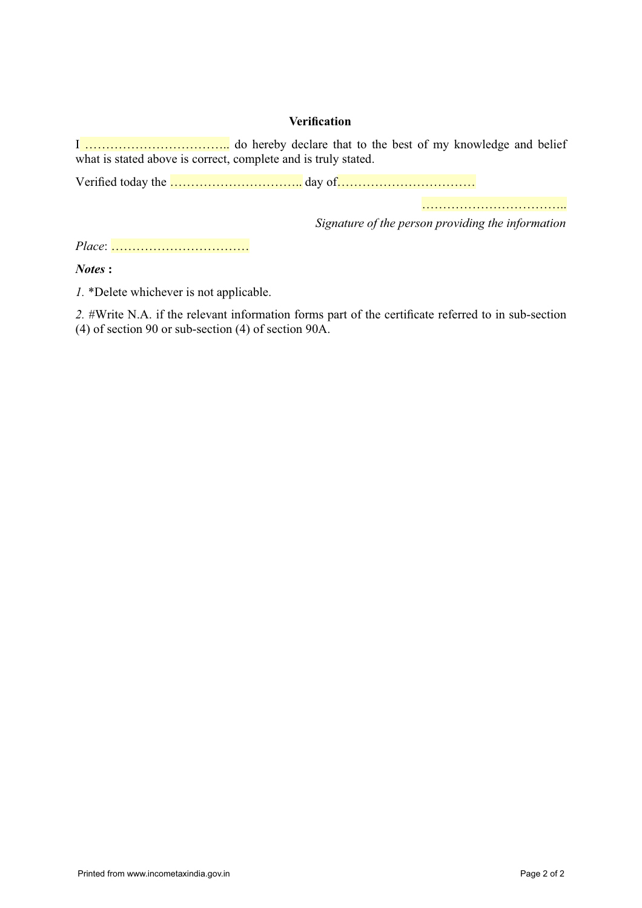**Verification**

I …………………………….. do hereby declare that to the best of my knowledge and belief what is stated above is correct, complete and is truly stated.

Verified today the ………………………….. day of……………………………

……………………………..

*Signature of the person providing the information*

*Place*: ……………………………

***Notes* :**

*1.* *Delete whichever is not applicable.

*2.* #Write N.A. if the relevant information forms part of the certificate referred to in sub-section (4) of section 90 or sub-section (4) of section 90A.